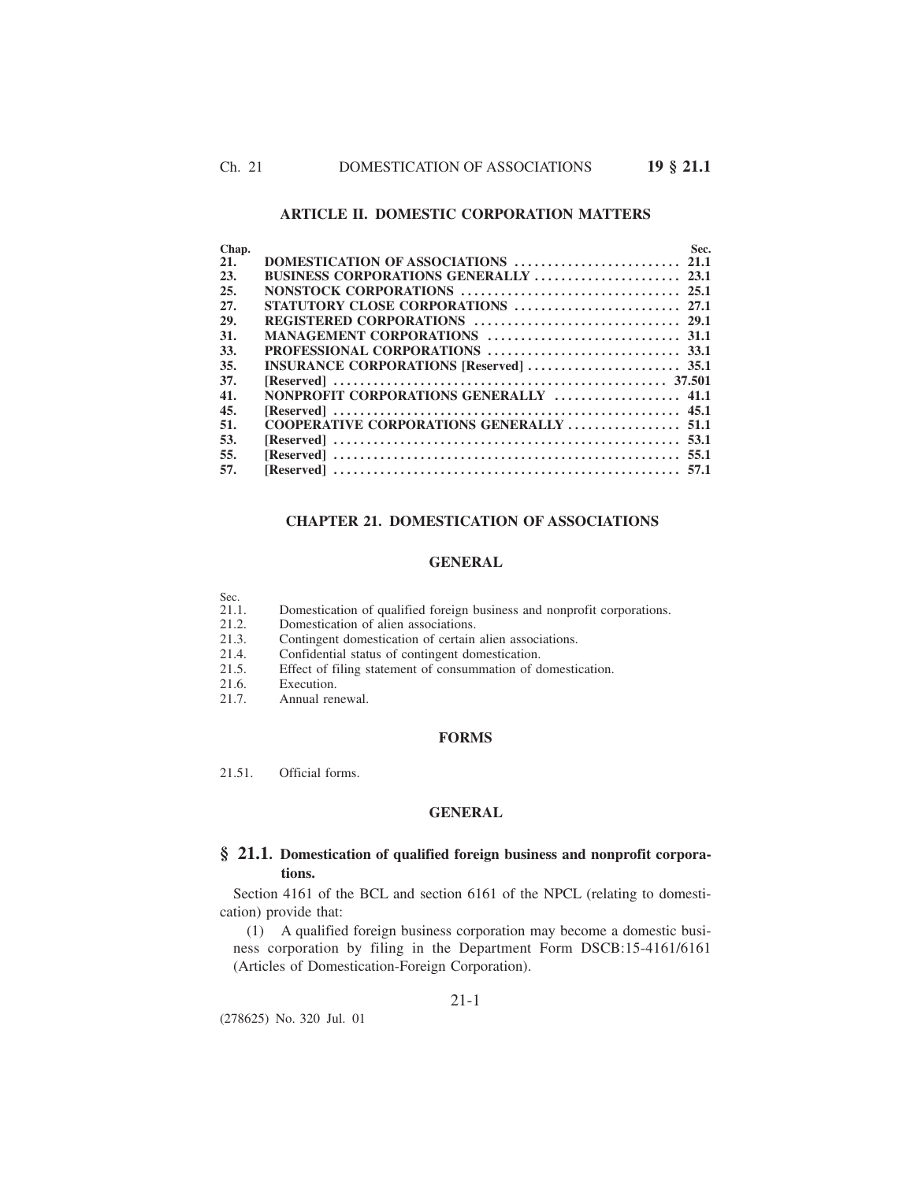## ARTICLE II. DOMESTIC CORPORATION MATTERS

| Chap. | | Sec. |
|---|---|---|
| 21. | DOMESTICATION OF ASSOCIATIONS | 21.1 |
| 23. | BUSINESS CORPORATIONS GENERALLY | 23.1 |
| 25. | NONSTOCK CORPORATIONS | 25.1 |
| 27. | STATUTORY CLOSE CORPORATIONS | 27.1 |
| 29. | REGISTERED CORPORATIONS | 29.1 |
| 31. | MANAGEMENT CORPORATIONS | 31.1 |
| 33. | PROFESSIONAL CORPORATIONS | 33.1 |
| 35. | INSURANCE CORPORATIONS [Reserved] | 35.1 |
| 37. | [Reserved] | 37.501 |
| 41. | NONPROFIT CORPORATIONS GENERALLY | 41.1 |
| 45. | [Reserved] | 45.1 |
| 51. | COOPERATIVE CORPORATIONS GENERALLY | 51.1 |
| 53. | [Reserved] | 53.1 |
| 55. | [Reserved] | 55.1 |
| 57. | [Reserved] | 57.1 |

## CHAPTER 21. DOMESTICATION OF ASSOCIATIONS

### GENERAL

| Sec. | |
|---|---|
| 21.1. | Domestication of qualified foreign business and nonprofit corporations. |
| 21.2. | Domestication of alien associations. |
| 21.3. | Contingent domestication of certain alien associations. |
| 21.4. | Confidential status of contingent domestication. |
| 21.5. | Effect of filing statement of consummation of domestication. |
| 21.6. | Execution. |
| 21.7. | Annual renewal. |

### FORMS

| | |
|---|---|
| 21.51. | Official forms. |

### GENERAL

### § 21.1. Domestication of qualified foreign business and nonprofit corporations.

Section 4161 of the BCL and section 6161 of the NPCL (relating to domestication) provide that:

(1) A qualified foreign business corporation may become a domestic business corporation by filing in the Department Form DSCB:15-4161/6161 (Articles of Domestication-Foreign Corporation).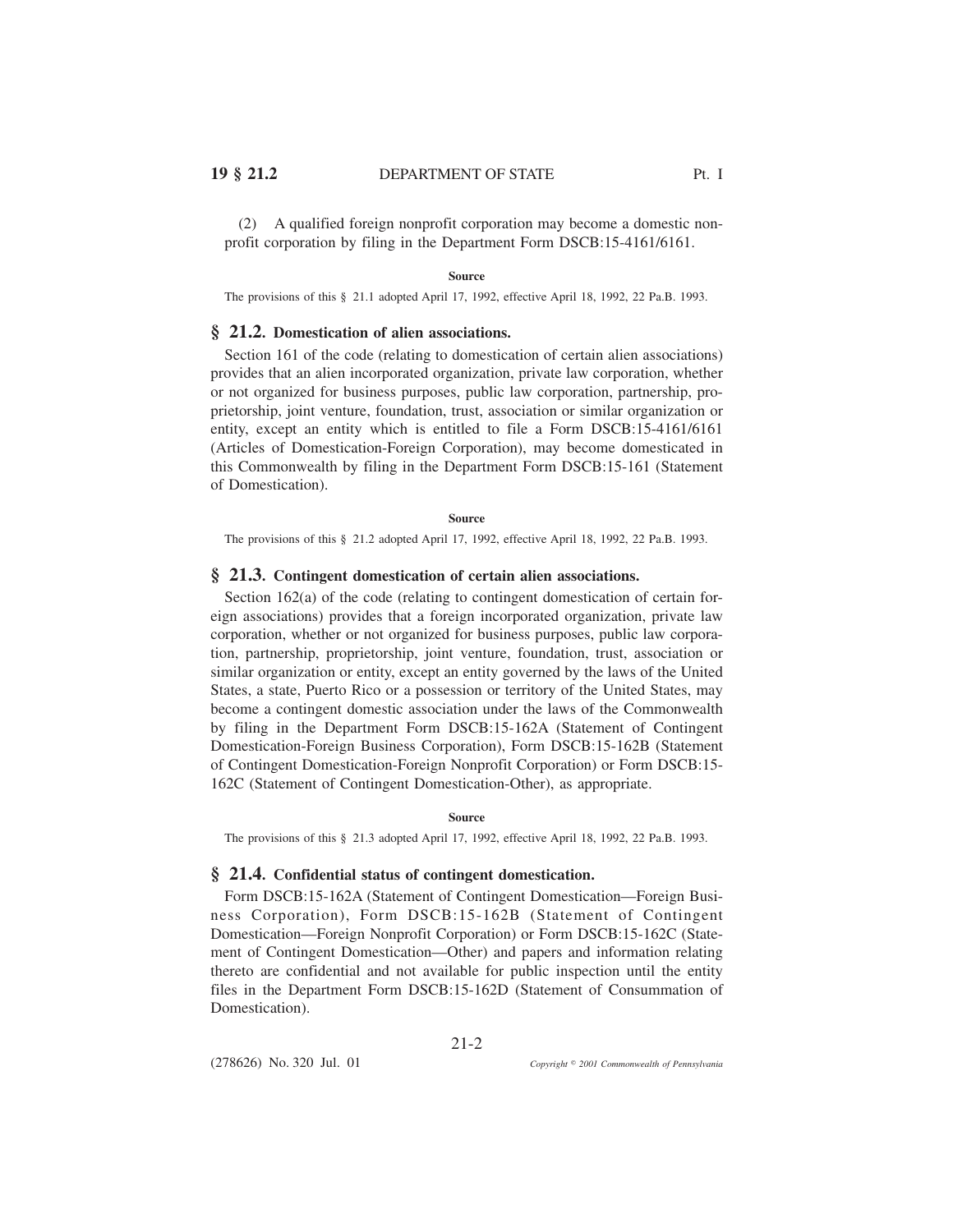(2) A qualified foreign nonprofit corporation may become a domestic nonprofit corporation by filing in the Department Form DSCB:15-4161/6161.

**Source**

The provisions of this § 21.1 adopted April 17, 1992, effective April 18, 1992, 22 Pa.B. 1993.

## § 21.2. Domestication of alien associations.

Section 161 of the code (relating to domestication of certain alien associations) provides that an alien incorporated organization, private law corporation, whether or not organized for business purposes, public law corporation, partnership, proprietorship, joint venture, foundation, trust, association or similar organization or entity, except an entity which is entitled to file a Form DSCB:15-4161/6161 (Articles of Domestication-Foreign Corporation), may become domesticated in this Commonwealth by filing in the Department Form DSCB:15-161 (Statement of Domestication).

**Source**

The provisions of this § 21.2 adopted April 17, 1992, effective April 18, 1992, 22 Pa.B. 1993.

## § 21.3. Contingent domestication of certain alien associations.

Section 162(a) of the code (relating to contingent domestication of certain foreign associations) provides that a foreign incorporated organization, private law corporation, whether or not organized for business purposes, public law corporation, partnership, proprietorship, joint venture, foundation, trust, association or similar organization or entity, except an entity governed by the laws of the United States, a state, Puerto Rico or a possession or territory of the United States, may become a contingent domestic association under the laws of the Commonwealth by filing in the Department Form DSCB:15-162A (Statement of Contingent Domestication-Foreign Business Corporation), Form DSCB:15-162B (Statement of Contingent Domestication-Foreign Nonprofit Corporation) or Form DSCB:15-162C (Statement of Contingent Domestication-Other), as appropriate.

**Source**

The provisions of this § 21.3 adopted April 17, 1992, effective April 18, 1992, 22 Pa.B. 1993.

## § 21.4. Confidential status of contingent domestication.

Form DSCB:15-162A (Statement of Contingent Domestication—Foreign Business Corporation), Form DSCB:15-162B (Statement of Contingent Domestication—Foreign Nonprofit Corporation) or Form DSCB:15-162C (Statement of Contingent Domestication—Other) and papers and information relating thereto are confidential and not available for public inspection until the entity files in the Department Form DSCB:15-162D (Statement of Consummation of Domestication).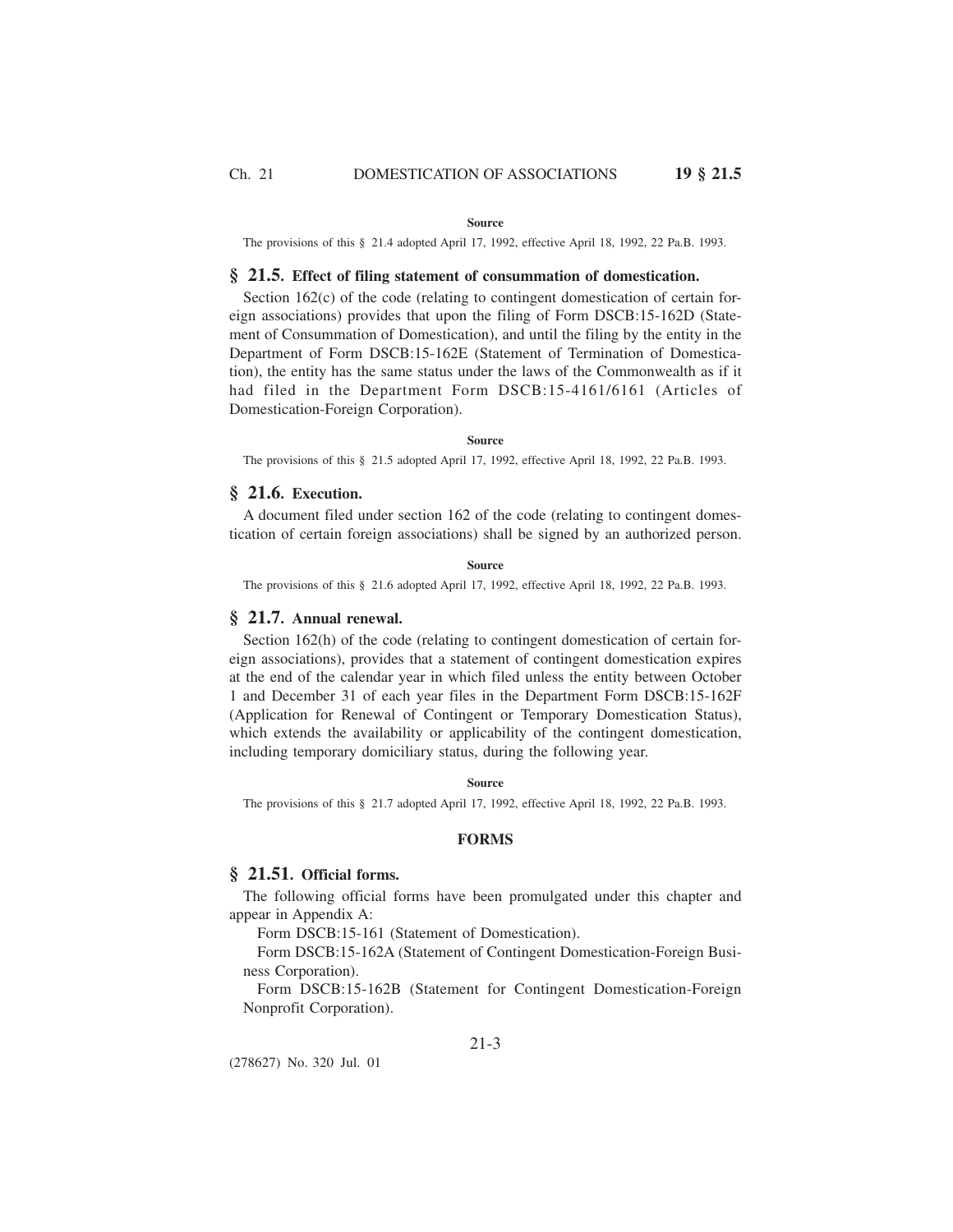**Source**

The provisions of this § 21.4 adopted April 17, 1992, effective April 18, 1992, 22 Pa.B. 1993.

## § 21.5. Effect of filing statement of consummation of domestication.

Section 162(c) of the code (relating to contingent domestication of certain foreign associations) provides that upon the filing of Form DSCB:15-162D (Statement of Consummation of Domestication), and until the filing by the entity in the Department of Form DSCB:15-162E (Statement of Termination of Domestication), the entity has the same status under the laws of the Commonwealth as if it had filed in the Department Form DSCB:15-4161/6161 (Articles of Domestication-Foreign Corporation).

**Source**

The provisions of this § 21.5 adopted April 17, 1992, effective April 18, 1992, 22 Pa.B. 1993.

## § 21.6. Execution.

A document filed under section 162 of the code (relating to contingent domestication of certain foreign associations) shall be signed by an authorized person.

**Source**

The provisions of this § 21.6 adopted April 17, 1992, effective April 18, 1992, 22 Pa.B. 1993.

## § 21.7. Annual renewal.

Section 162(h) of the code (relating to contingent domestication of certain foreign associations), provides that a statement of contingent domestication expires at the end of the calendar year in which filed unless the entity between October 1 and December 31 of each year files in the Department Form DSCB:15-162F (Application for Renewal of Contingent or Temporary Domestication Status), which extends the availability or applicability of the contingent domestication, including temporary domiciliary status, during the following year.

**Source**

The provisions of this § 21.7 adopted April 17, 1992, effective April 18, 1992, 22 Pa.B. 1993.

**FORMS**

## § 21.51. Official forms.

The following official forms have been promulgated under this chapter and appear in Appendix A:

Form DSCB:15-161 (Statement of Domestication).

Form DSCB:15-162A (Statement of Contingent Domestication-Foreign Business Corporation).

Form DSCB:15-162B (Statement for Contingent Domestication-Foreign Nonprofit Corporation).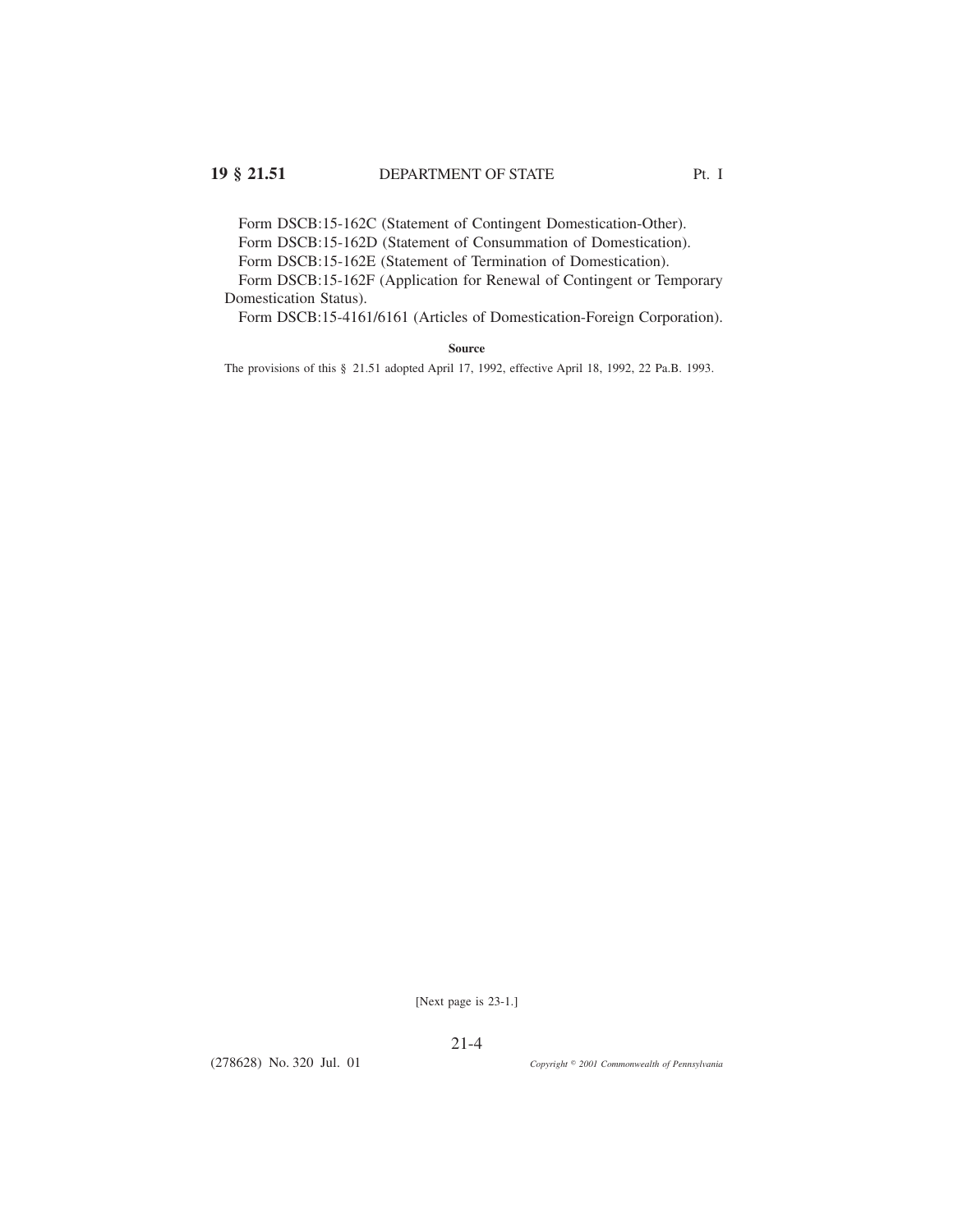Form DSCB:15-162C (Statement of Contingent Domestication-Other).

Form DSCB:15-162D (Statement of Consummation of Domestication).

Form DSCB:15-162E (Statement of Termination of Domestication).

Form DSCB:15-162F (Application for Renewal of Contingent or Temporary Domestication Status).

Form DSCB:15-4161/6161 (Articles of Domestication-Foreign Corporation).

**Source**

The provisions of this § 21.51 adopted April 17, 1992, effective April 18, 1992, 22 Pa.B. 1993.

[Next page is 23-1.]